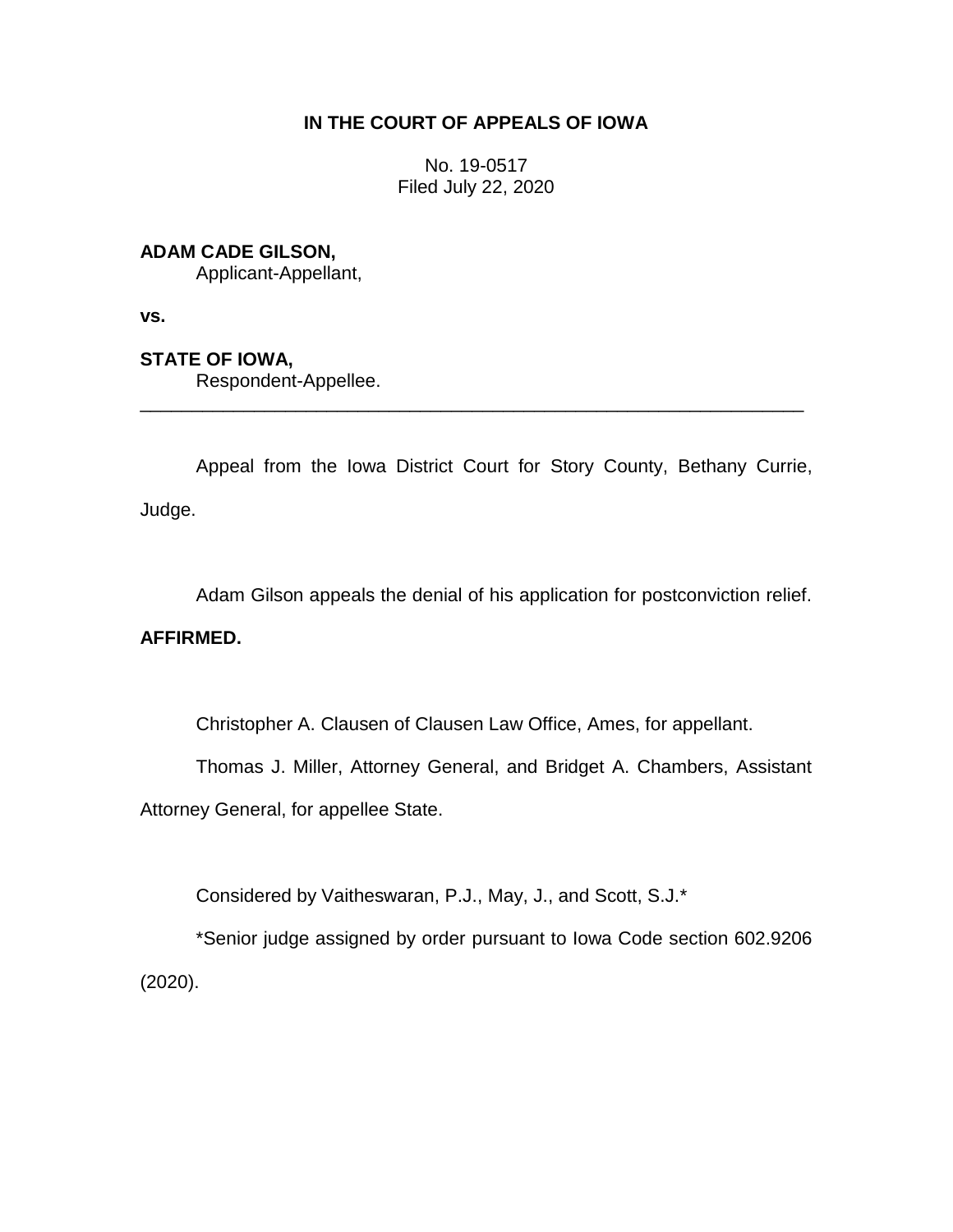**IN THE COURT OF APPEALS OF IOWA**

No. 19-0517
Filed July 22, 2020

**ADAM CADE GILSON,**
Applicant-Appellant,

**vs.**

**STATE OF IOWA,**
Respondent-Appellee.

---

Appeal from the Iowa District Court for Story County, Bethany Currie, Judge.

Adam Gilson appeals the denial of his application for postconviction relief.

**AFFIRMED.**

Christopher A. Clausen of Clausen Law Office, Ames, for appellant.

Thomas J. Miller, Attorney General, and Bridget A. Chambers, Assistant Attorney General, for appellee State.

Considered by Vaitheswaran, P.J., May, J., and Scott, S.J.*

*Senior judge assigned by order pursuant to Iowa Code section 602.9206 (2020).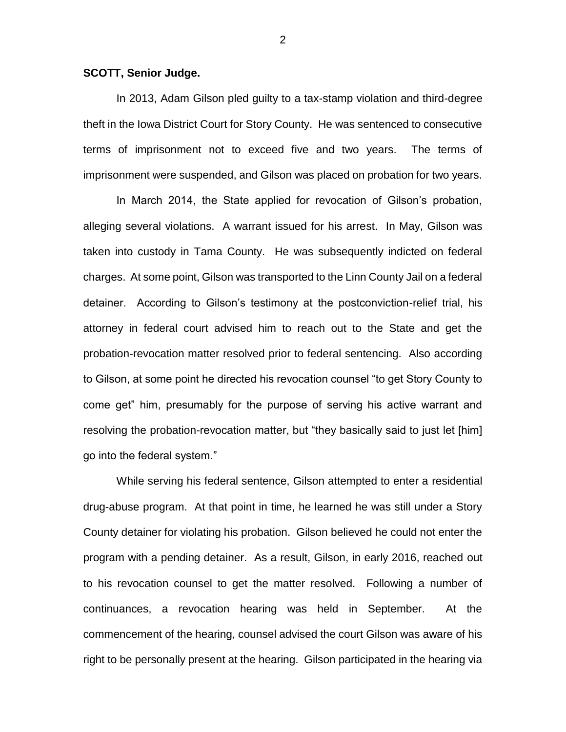**SCOTT, Senior Judge.**

In 2013, Adam Gilson pled guilty to a tax-stamp violation and third-degree theft in the Iowa District Court for Story County. He was sentenced to consecutive terms of imprisonment not to exceed five and two years. The terms of imprisonment were suspended, and Gilson was placed on probation for two years.

In March 2014, the State applied for revocation of Gilson's probation, alleging several violations. A warrant issued for his arrest. In May, Gilson was taken into custody in Tama County. He was subsequently indicted on federal charges. At some point, Gilson was transported to the Linn County Jail on a federal detainer. According to Gilson's testimony at the postconviction-relief trial, his attorney in federal court advised him to reach out to the State and get the probation-revocation matter resolved prior to federal sentencing. Also according to Gilson, at some point he directed his revocation counsel "to get Story County to come get" him, presumably for the purpose of serving his active warrant and resolving the probation-revocation matter, but "they basically said to just let [him] go into the federal system."

While serving his federal sentence, Gilson attempted to enter a residential drug-abuse program. At that point in time, he learned he was still under a Story County detainer for violating his probation. Gilson believed he could not enter the program with a pending detainer. As a result, Gilson, in early 2016, reached out to his revocation counsel to get the matter resolved. Following a number of continuances, a revocation hearing was held in September. At the commencement of the hearing, counsel advised the court Gilson was aware of his right to be personally present at the hearing. Gilson participated in the hearing via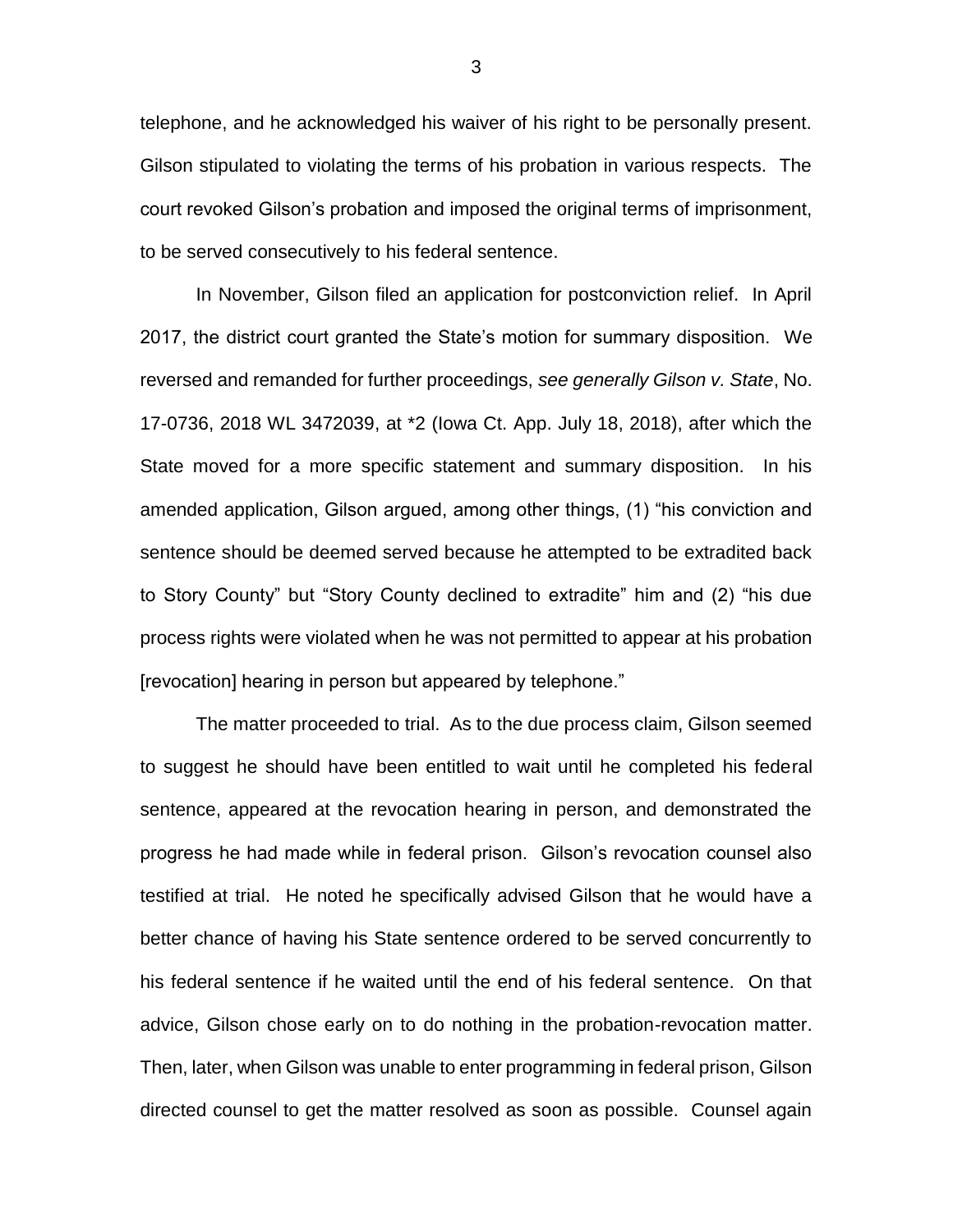telephone, and he acknowledged his waiver of his right to be personally present. Gilson stipulated to violating the terms of his probation in various respects. The court revoked Gilson's probation and imposed the original terms of imprisonment, to be served consecutively to his federal sentence.

In November, Gilson filed an application for postconviction relief. In April 2017, the district court granted the State's motion for summary disposition. We reversed and remanded for further proceedings, *see generally Gilson v. State*, No. 17-0736, 2018 WL 3472039, at *2 (Iowa Ct. App. July 18, 2018), after which the State moved for a more specific statement and summary disposition. In his amended application, Gilson argued, among other things, (1) "his conviction and sentence should be deemed served because he attempted to be extradited back to Story County" but "Story County declined to extradite" him and (2) "his due process rights were violated when he was not permitted to appear at his probation [revocation] hearing in person but appeared by telephone."

The matter proceeded to trial. As to the due process claim, Gilson seemed to suggest he should have been entitled to wait until he completed his federal sentence, appeared at the revocation hearing in person, and demonstrated the progress he had made while in federal prison. Gilson's revocation counsel also testified at trial. He noted he specifically advised Gilson that he would have a better chance of having his State sentence ordered to be served concurrently to his federal sentence if he waited until the end of his federal sentence. On that advice, Gilson chose early on to do nothing in the probation-revocation matter. Then, later, when Gilson was unable to enter programming in federal prison, Gilson directed counsel to get the matter resolved as soon as possible. Counsel again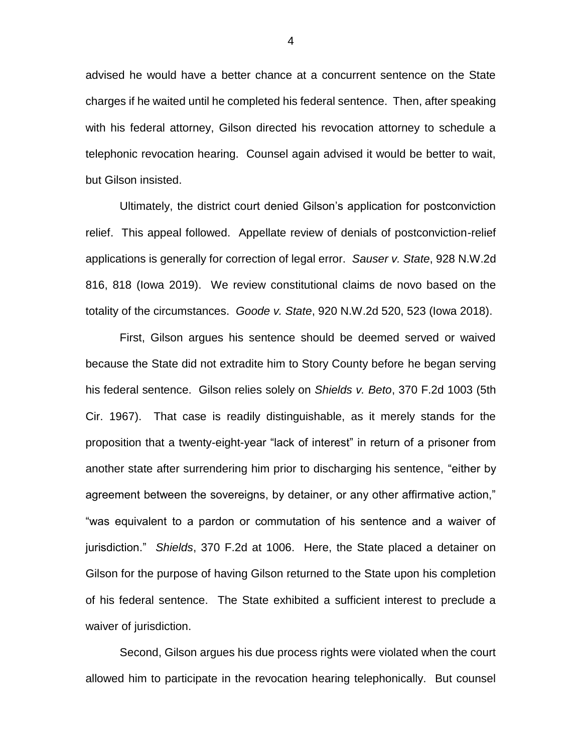advised he would have a better chance at a concurrent sentence on the State charges if he waited until he completed his federal sentence. Then, after speaking with his federal attorney, Gilson directed his revocation attorney to schedule a telephonic revocation hearing. Counsel again advised it would be better to wait, but Gilson insisted.

Ultimately, the district court denied Gilson's application for postconviction relief. This appeal followed. Appellate review of denials of postconviction-relief applications is generally for correction of legal error. *Sauser v. State*, 928 N.W.2d 816, 818 (Iowa 2019). We review constitutional claims de novo based on the totality of the circumstances. *Goode v. State*, 920 N.W.2d 520, 523 (Iowa 2018).

First, Gilson argues his sentence should be deemed served or waived because the State did not extradite him to Story County before he began serving his federal sentence. Gilson relies solely on *Shields v. Beto*, 370 F.2d 1003 (5th Cir. 1967). That case is readily distinguishable, as it merely stands for the proposition that a twenty-eight-year "lack of interest" in return of a prisoner from another state after surrendering him prior to discharging his sentence, "either by agreement between the sovereigns, by detainer, or any other affirmative action," "was equivalent to a pardon or commutation of his sentence and a waiver of jurisdiction." *Shields*, 370 F.2d at 1006. Here, the State placed a detainer on Gilson for the purpose of having Gilson returned to the State upon his completion of his federal sentence. The State exhibited a sufficient interest to preclude a waiver of jurisdiction.

Second, Gilson argues his due process rights were violated when the court allowed him to participate in the revocation hearing telephonically. But counsel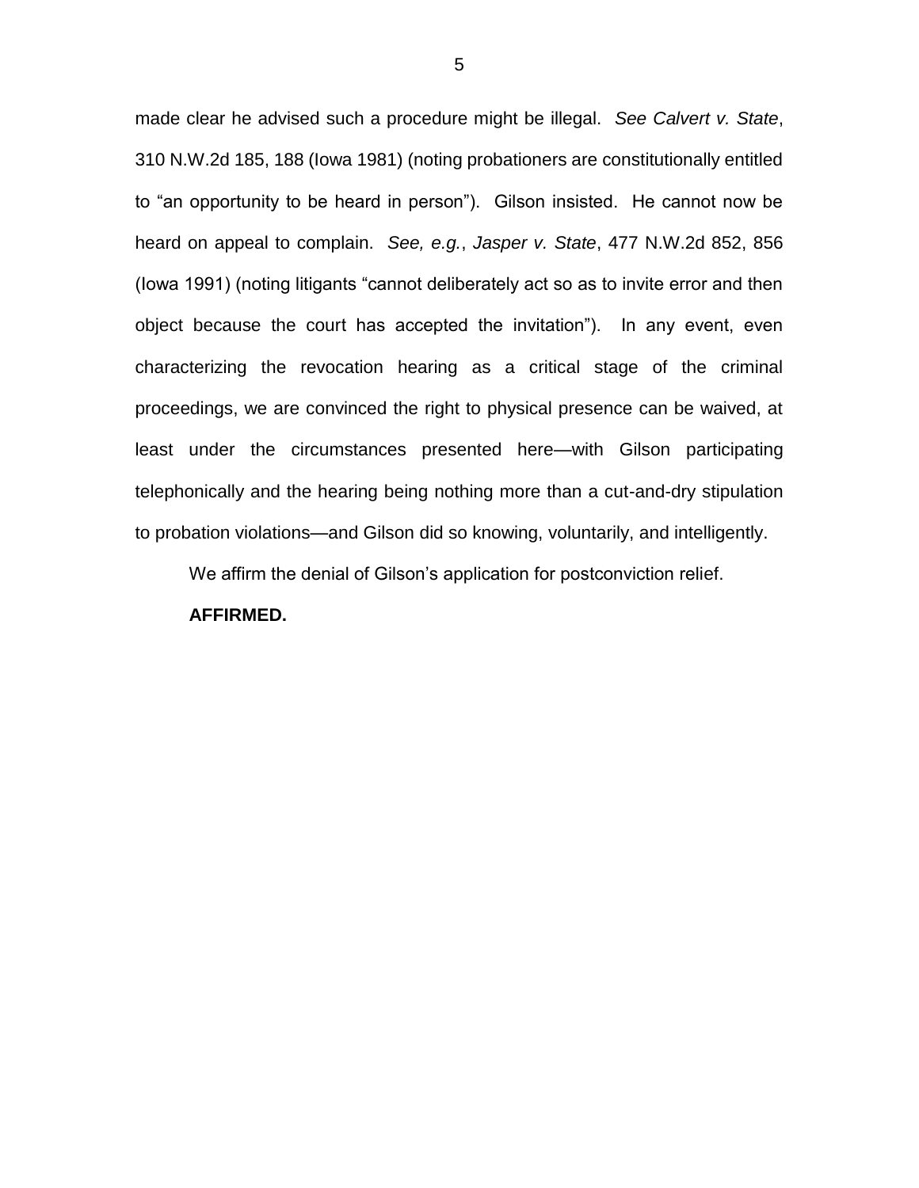made clear he advised such a procedure might be illegal. *See Calvert v. State*, 310 N.W.2d 185, 188 (Iowa 1981) (noting probationers are constitutionally entitled to "an opportunity to be heard in person"). Gilson insisted. He cannot now be heard on appeal to complain. *See, e.g.*, *Jasper v. State*, 477 N.W.2d 852, 856 (Iowa 1991) (noting litigants "cannot deliberately act so as to invite error and then object because the court has accepted the invitation"). In any event, even characterizing the revocation hearing as a critical stage of the criminal proceedings, we are convinced the right to physical presence can be waived, at least under the circumstances presented here—with Gilson participating telephonically and the hearing being nothing more than a cut-and-dry stipulation to probation violations—and Gilson did so knowing, voluntarily, and intelligently.

We affirm the denial of Gilson's application for postconviction relief.

**AFFIRMED.**